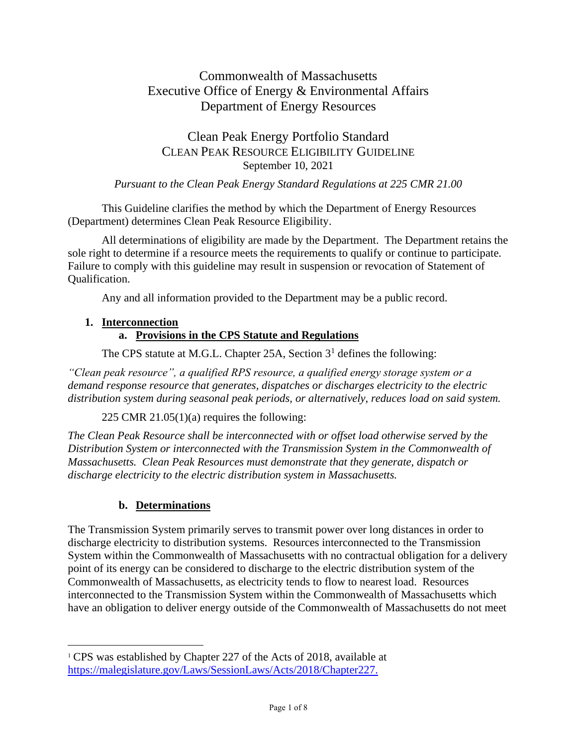# Commonwealth of Massachusetts
# Executive Office of Energy & Environmental Affairs
# Department of Energy Resources

## Clean Peak Energy Portfolio Standard
## CLEAN PEAK RESOURCE ELIGIBILITY GUIDELINE
September 10, 2021

*Pursuant to the Clean Peak Energy Standard Regulations at 225 CMR 21.00*

This Guideline clarifies the method by which the Department of Energy Resources (Department) determines Clean Peak Resource Eligibility.

All determinations of eligibility are made by the Department. The Department retains the sole right to determine if a resource meets the requirements to qualify or continue to participate. Failure to comply with this guideline may result in suspension or revocation of Statement of Qualification.

Any and all information provided to the Department may be a public record.

1. **Interconnection**
   a. **Provisions in the CPS Statute and Regulations**

The CPS statute at M.G.L. Chapter 25A, Section 3[1] defines the following:

*"Clean peak resource", a qualified RPS resource, a qualified energy storage system or a demand response resource that generates, dispatches or discharges electricity to the electric distribution system during seasonal peak periods, or alternatively, reduces load on said system.*

225 CMR 21.05(1)(a) requires the following:

*The Clean Peak Resource shall be interconnected with or offset load otherwise served by the Distribution System or interconnected with the Transmission System in the Commonwealth of Massachusetts. Clean Peak Resources must demonstrate that they generate, dispatch or discharge electricity to the electric distribution system in Massachusetts.*

   b. **Determinations**

The Transmission System primarily serves to transmit power over long distances in order to discharge electricity to distribution systems. Resources interconnected to the Transmission System within the Commonwealth of Massachusetts with no contractual obligation for a delivery point of its energy can be considered to discharge to the electric distribution system of the Commonwealth of Massachusetts, as electricity tends to flow to nearest load. Resources interconnected to the Transmission System within the Commonwealth of Massachusetts which have an obligation to deliver energy outside of the Commonwealth of Massachusetts do not meet

[1] CPS was established by Chapter 227 of the Acts of 2018, available at https://malegislature.gov/Laws/SessionLaws/Acts/2018/Chapter227.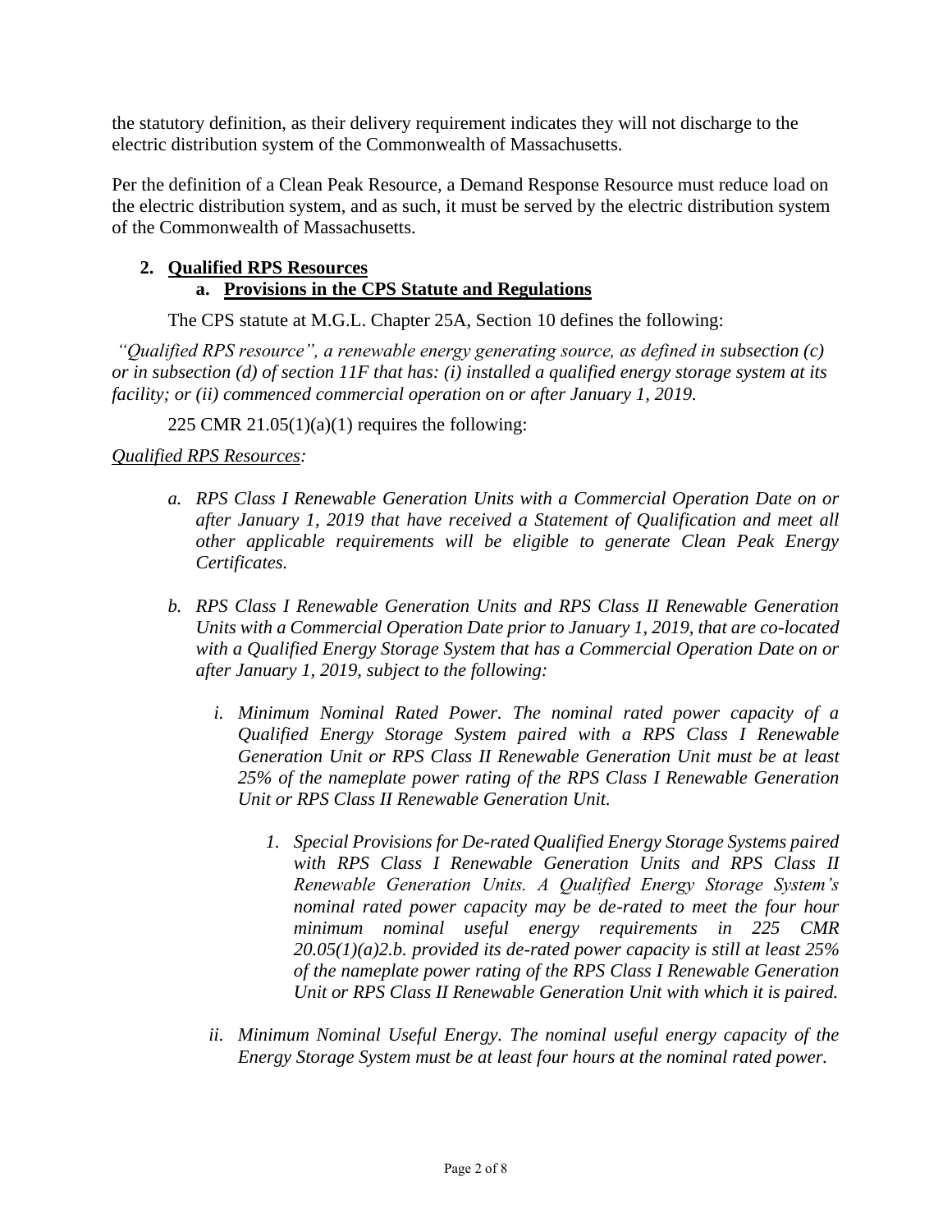the statutory definition, as their delivery requirement indicates they will not discharge to the electric distribution system of the Commonwealth of Massachusetts.

Per the definition of a Clean Peak Resource, a Demand Response Resource must reduce load on the electric distribution system, and as such, it must be served by the electric distribution system of the Commonwealth of Massachusetts.

## 2. Qualified RPS Resources

### a. Provisions in the CPS Statute and Regulations

The CPS statute at M.G.L. Chapter 25A, Section 10 defines the following:

*"Qualified RPS resource", a renewable energy generating source, as defined in subsection (c) or in subsection (d) of section 11F that has: (i) installed a qualified energy storage system at its facility; or (ii) commenced commercial operation on or after January 1, 2019.*

225 CMR 21.05(1)(a)(1) requires the following:

*Qualified RPS Resources:*

- *a. RPS Class I Renewable Generation Units with a Commercial Operation Date on or after January 1, 2019 that have received a Statement of Qualification and meet all other applicable requirements will be eligible to generate Clean Peak Energy Certificates.*

- *b. RPS Class I Renewable Generation Units and RPS Class II Renewable Generation Units with a Commercial Operation Date prior to January 1, 2019, that are co-located with a Qualified Energy Storage System that has a Commercial Operation Date on or after January 1, 2019, subject to the following:*

  - *i. Minimum Nominal Rated Power. The nominal rated power capacity of a Qualified Energy Storage System paired with a RPS Class I Renewable Generation Unit or RPS Class II Renewable Generation Unit must be at least 25% of the nameplate power rating of the RPS Class I Renewable Generation Unit or RPS Class II Renewable Generation Unit.*

    - *1. Special Provisions for De-rated Qualified Energy Storage Systems paired with RPS Class I Renewable Generation Units and RPS Class II Renewable Generation Units. A Qualified Energy Storage System's nominal rated power capacity may be de-rated to meet the four hour minimum nominal useful energy requirements in 225 CMR 20.05(1)(a)2.b. provided its de-rated power capacity is still at least 25% of the nameplate power rating of the RPS Class I Renewable Generation Unit or RPS Class II Renewable Generation Unit with which it is paired.*

  - *ii. Minimum Nominal Useful Energy. The nominal useful energy capacity of the Energy Storage System must be at least four hours at the nominal rated power.*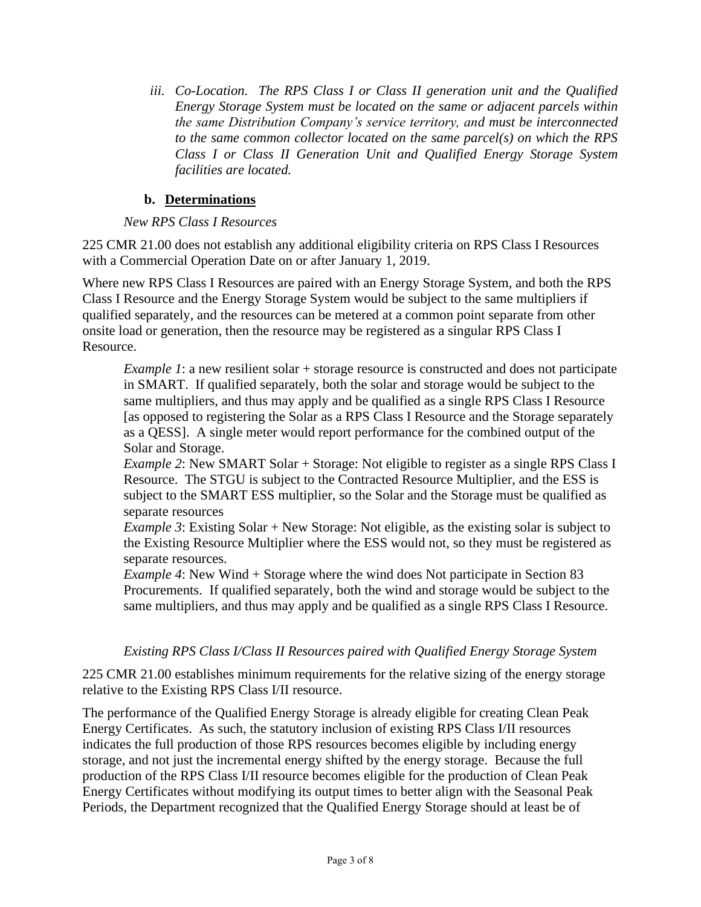*iii. Co-Location. The RPS Class I or Class II generation unit and the Qualified Energy Storage System must be located on the same or adjacent parcels within the same Distribution Company's service territory, and must be interconnected to the same common collector located on the same parcel(s) on which the RPS Class I or Class II Generation Unit and Qualified Energy Storage System facilities are located.*

### b. Determinations

*New RPS Class I Resources*

225 CMR 21.00 does not establish any additional eligibility criteria on RPS Class I Resources with a Commercial Operation Date on or after January 1, 2019.

Where new RPS Class I Resources are paired with an Energy Storage System, and both the RPS Class I Resource and the Energy Storage System would be subject to the same multipliers if qualified separately, and the resources can be metered at a common point separate from other onsite load or generation, then the resource may be registered as a singular RPS Class I Resource.

> *Example 1*: a new resilient solar + storage resource is constructed and does not participate in SMART. If qualified separately, both the solar and storage would be subject to the same multipliers, and thus may apply and be qualified as a single RPS Class I Resource [as opposed to registering the Solar as a RPS Class I Resource and the Storage separately as a QESS]. A single meter would report performance for the combined output of the Solar and Storage.
>
> *Example 2*: New SMART Solar + Storage: Not eligible to register as a single RPS Class I Resource. The STGU is subject to the Contracted Resource Multiplier, and the ESS is subject to the SMART ESS multiplier, so the Solar and the Storage must be qualified as separate resources
>
> *Example 3*: Existing Solar + New Storage: Not eligible, as the existing solar is subject to the Existing Resource Multiplier where the ESS would not, so they must be registered as separate resources.
>
> *Example 4*: New Wind + Storage where the wind does Not participate in Section 83 Procurements. If qualified separately, both the wind and storage would be subject to the same multipliers, and thus may apply and be qualified as a single RPS Class I Resource.

*Existing RPS Class I/Class II Resources paired with Qualified Energy Storage System*

225 CMR 21.00 establishes minimum requirements for the relative sizing of the energy storage relative to the Existing RPS Class I/II resource.

The performance of the Qualified Energy Storage is already eligible for creating Clean Peak Energy Certificates. As such, the statutory inclusion of existing RPS Class I/II resources indicates the full production of those RPS resources becomes eligible by including energy storage, and not just the incremental energy shifted by the energy storage. Because the full production of the RPS Class I/II resource becomes eligible for the production of Clean Peak Energy Certificates without modifying its output times to better align with the Seasonal Peak Periods, the Department recognized that the Qualified Energy Storage should at least be of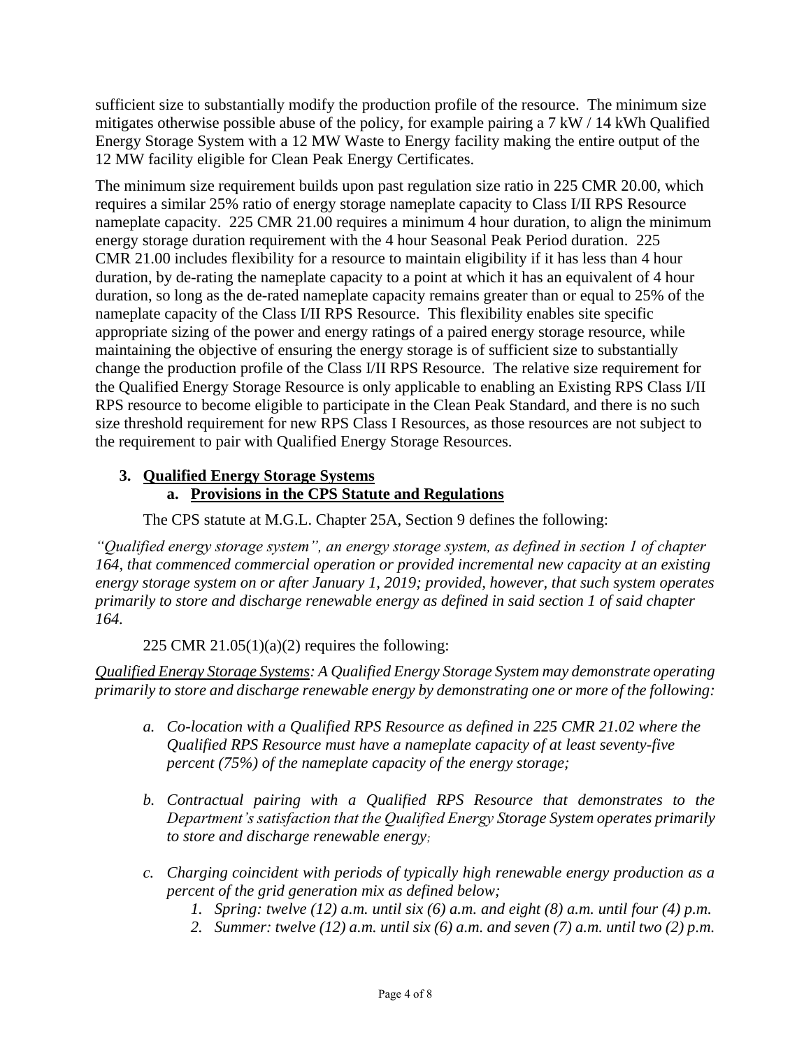sufficient size to substantially modify the production profile of the resource. The minimum size mitigates otherwise possible abuse of the policy, for example pairing a 7 kW / 14 kWh Qualified Energy Storage System with a 12 MW Waste to Energy facility making the entire output of the 12 MW facility eligible for Clean Peak Energy Certificates.

The minimum size requirement builds upon past regulation size ratio in 225 CMR 20.00, which requires a similar 25% ratio of energy storage nameplate capacity to Class I/II RPS Resource nameplate capacity. 225 CMR 21.00 requires a minimum 4 hour duration, to align the minimum energy storage duration requirement with the 4 hour Seasonal Peak Period duration. 225 CMR 21.00 includes flexibility for a resource to maintain eligibility if it has less than 4 hour duration, by de-rating the nameplate capacity to a point at which it has an equivalent of 4 hour duration, so long as the de-rated nameplate capacity remains greater than or equal to 25% of the nameplate capacity of the Class I/II RPS Resource. This flexibility enables site specific appropriate sizing of the power and energy ratings of a paired energy storage resource, while maintaining the objective of ensuring the energy storage is of sufficient size to substantially change the production profile of the Class I/II RPS Resource. The relative size requirement for the Qualified Energy Storage Resource is only applicable to enabling an Existing RPS Class I/II RPS resource to become eligible to participate in the Clean Peak Standard, and there is no such size threshold requirement for new RPS Class I Resources, as those resources are not subject to the requirement to pair with Qualified Energy Storage Resources.

### 3. Qualified Energy Storage Systems

#### a. Provisions in the CPS Statute and Regulations

The CPS statute at M.G.L. Chapter 25A, Section 9 defines the following:

*"Qualified energy storage system", an energy storage system, as defined in section 1 of chapter 164, that commenced commercial operation or provided incremental new capacity at an existing energy storage system on or after January 1, 2019; provided, however, that such system operates primarily to store and discharge renewable energy as defined in said section 1 of said chapter 164.*

225 CMR 21.05(1)(a)(2) requires the following:

*<u>Qualified Energy Storage Systems</u>: A Qualified Energy Storage System may demonstrate operating primarily to store and discharge renewable energy by demonstrating one or more of the following:*

- *a. Co-location with a Qualified RPS Resource as defined in 225 CMR 21.02 where the Qualified RPS Resource must have a nameplate capacity of at least seventy-five percent (75%) of the nameplate capacity of the energy storage;*

- *b. Contractual pairing with a Qualified RPS Resource that demonstrates to the Department's satisfaction that the Qualified Energy Storage System operates primarily to store and discharge renewable energy;*

- *c. Charging coincident with periods of typically high renewable energy production as a percent of the grid generation mix as defined below;*
  - *1. Spring: twelve (12) a.m. until six (6) a.m. and eight (8) a.m. until four (4) p.m.*
  - *2. Summer: twelve (12) a.m. until six (6) a.m. and seven (7) a.m. until two (2) p.m.*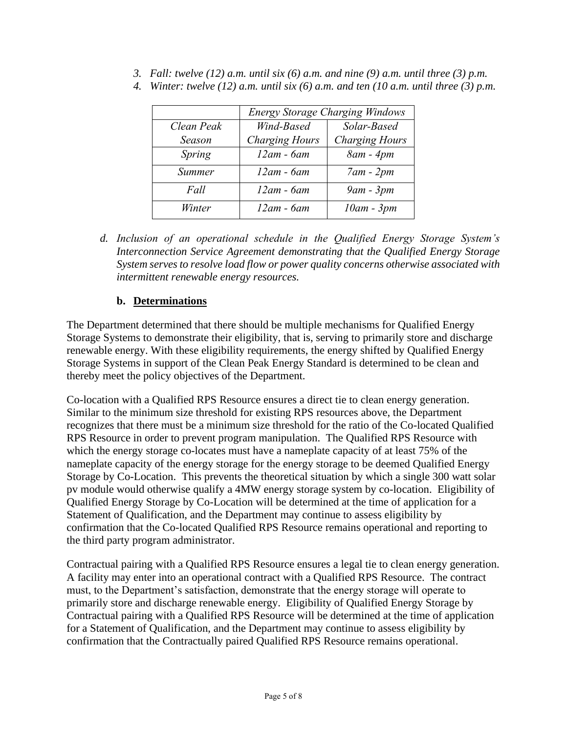3. *Fall: twelve (12) a.m. until six (6) a.m. and nine (9) a.m. until three (3) p.m.*
4. *Winter: twelve (12) a.m. until six (6) a.m. and ten (10 a.m. until three (3) p.m.*

| | *Energy Storage Charging Windows* | |
|---|---|---|
| *Clean Peak Season* | *Wind-Based Charging Hours* | *Solar-Based Charging Hours* |
| *Spring* | *12am - 6am* | *8am - 4pm* |
| *Summer* | *12am - 6am* | *7am - 2pm* |
| *Fall* | *12am - 6am* | *9am - 3pm* |
| *Winter* | *12am - 6am* | *10am - 3pm* |

d. *Inclusion of an operational schedule in the Qualified Energy Storage System's Interconnection Service Agreement demonstrating that the Qualified Energy Storage System serves to resolve load flow or power quality concerns otherwise associated with intermittent renewable energy resources.*

### b. <u>Determinations</u>

The Department determined that there should be multiple mechanisms for Qualified Energy Storage Systems to demonstrate their eligibility, that is, serving to primarily store and discharge renewable energy. With these eligibility requirements, the energy shifted by Qualified Energy Storage Systems in support of the Clean Peak Energy Standard is determined to be clean and thereby meet the policy objectives of the Department.

Co-location with a Qualified RPS Resource ensures a direct tie to clean energy generation. Similar to the minimum size threshold for existing RPS resources above, the Department recognizes that there must be a minimum size threshold for the ratio of the Co-located Qualified RPS Resource in order to prevent program manipulation. The Qualified RPS Resource with which the energy storage co-locates must have a nameplate capacity of at least 75% of the nameplate capacity of the energy storage for the energy storage to be deemed Qualified Energy Storage by Co-Location. This prevents the theoretical situation by which a single 300 watt solar pv module would otherwise qualify a 4MW energy storage system by co-location. Eligibility of Qualified Energy Storage by Co-Location will be determined at the time of application for a Statement of Qualification, and the Department may continue to assess eligibility by confirmation that the Co-located Qualified RPS Resource remains operational and reporting to the third party program administrator.

Contractual pairing with a Qualified RPS Resource ensures a legal tie to clean energy generation. A facility may enter into an operational contract with a Qualified RPS Resource. The contract must, to the Department's satisfaction, demonstrate that the energy storage will operate to primarily store and discharge renewable energy. Eligibility of Qualified Energy Storage by Contractual pairing with a Qualified RPS Resource will be determined at the time of application for a Statement of Qualification, and the Department may continue to assess eligibility by confirmation that the Contractually paired Qualified RPS Resource remains operational.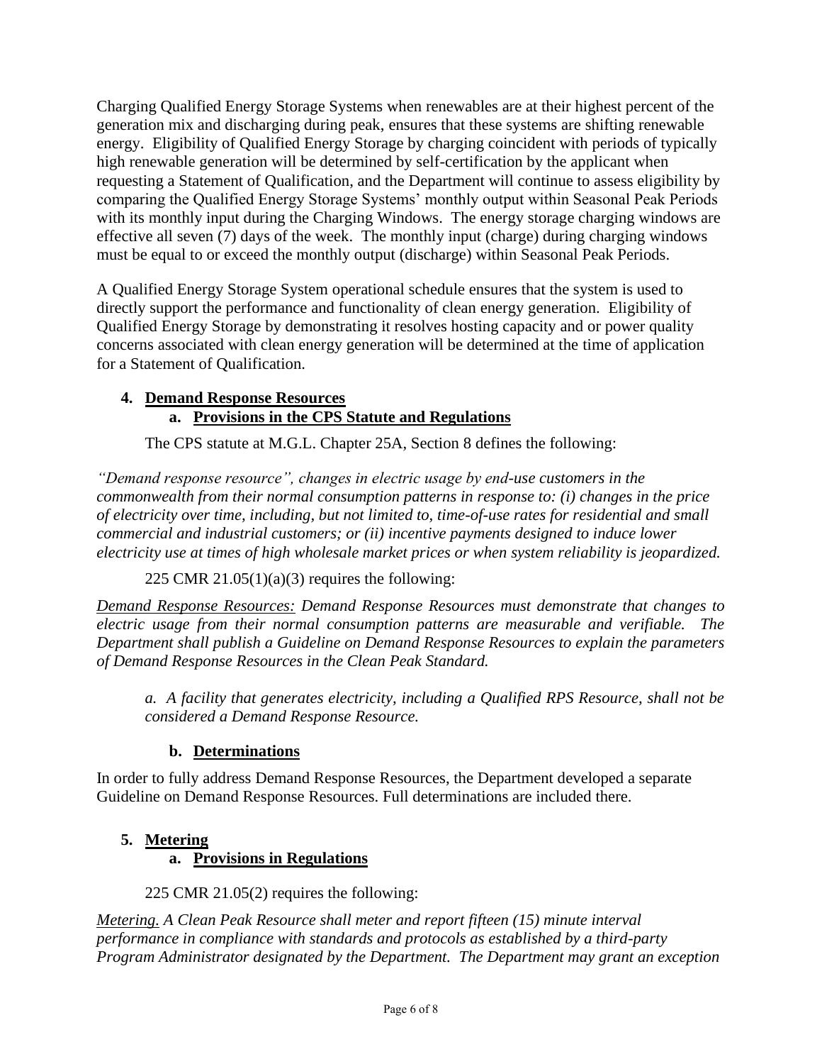Charging Qualified Energy Storage Systems when renewables are at their highest percent of the generation mix and discharging during peak, ensures that these systems are shifting renewable energy. Eligibility of Qualified Energy Storage by charging coincident with periods of typically high renewable generation will be determined by self-certification by the applicant when requesting a Statement of Qualification, and the Department will continue to assess eligibility by comparing the Qualified Energy Storage Systems' monthly output within Seasonal Peak Periods with its monthly input during the Charging Windows. The energy storage charging windows are effective all seven (7) days of the week. The monthly input (charge) during charging windows must be equal to or exceed the monthly output (discharge) within Seasonal Peak Periods.

A Qualified Energy Storage System operational schedule ensures that the system is used to directly support the performance and functionality of clean energy generation. Eligibility of Qualified Energy Storage by demonstrating it resolves hosting capacity and or power quality concerns associated with clean energy generation will be determined at the time of application for a Statement of Qualification.

## 4. Demand Response Resources

### a. Provisions in the CPS Statute and Regulations

The CPS statute at M.G.L. Chapter 25A, Section 8 defines the following:

*"Demand response resource", changes in electric usage by end-use customers in the commonwealth from their normal consumption patterns in response to: (i) changes in the price of electricity over time, including, but not limited to, time-of-use rates for residential and small commercial and industrial customers; or (ii) incentive payments designed to induce lower electricity use at times of high wholesale market prices or when system reliability is jeopardized.*

225 CMR 21.05(1)(a)(3) requires the following:

*Demand Response Resources: Demand Response Resources must demonstrate that changes to electric usage from their normal consumption patterns are measurable and verifiable. The Department shall publish a Guideline on Demand Response Resources to explain the parameters of Demand Response Resources in the Clean Peak Standard.*

*a. A facility that generates electricity, including a Qualified RPS Resource, shall not be considered a Demand Response Resource.*

### b. Determinations

In order to fully address Demand Response Resources, the Department developed a separate Guideline on Demand Response Resources. Full determinations are included there.

## 5. Metering

### a. Provisions in Regulations

225 CMR 21.05(2) requires the following:

*Metering. A Clean Peak Resource shall meter and report fifteen (15) minute interval performance in compliance with standards and protocols as established by a third-party Program Administrator designated by the Department. The Department may grant an exception*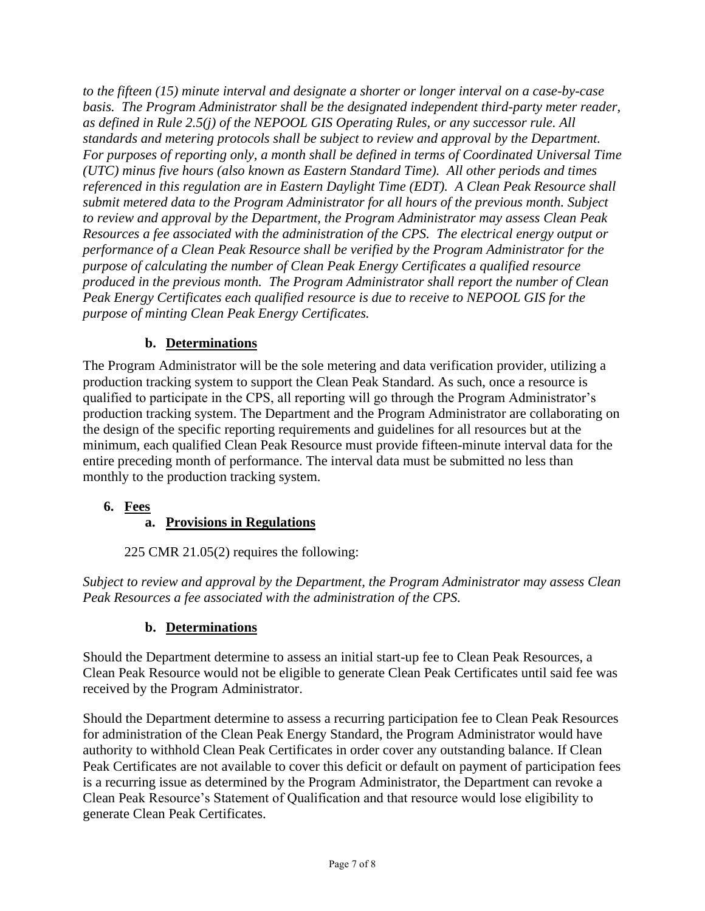*to the fifteen (15) minute interval and designate a shorter or longer interval on a case-by-case basis. The Program Administrator shall be the designated independent third-party meter reader, as defined in Rule 2.5(j) of the NEPOOL GIS Operating Rules, or any successor rule. All standards and metering protocols shall be subject to review and approval by the Department. For purposes of reporting only, a month shall be defined in terms of Coordinated Universal Time (UTC) minus five hours (also known as Eastern Standard Time). All other periods and times referenced in this regulation are in Eastern Daylight Time (EDT). A Clean Peak Resource shall submit metered data to the Program Administrator for all hours of the previous month. Subject to review and approval by the Department, the Program Administrator may assess Clean Peak Resources a fee associated with the administration of the CPS. The electrical energy output or performance of a Clean Peak Resource shall be verified by the Program Administrator for the purpose of calculating the number of Clean Peak Energy Certificates a qualified resource produced in the previous month. The Program Administrator shall report the number of Clean Peak Energy Certificates each qualified resource is due to receive to NEPOOL GIS for the purpose of minting Clean Peak Energy Certificates.*

### b. Determinations

The Program Administrator will be the sole metering and data verification provider, utilizing a production tracking system to support the Clean Peak Standard. As such, once a resource is qualified to participate in the CPS, all reporting will go through the Program Administrator's production tracking system. The Department and the Program Administrator are collaborating on the design of the specific reporting requirements and guidelines for all resources but at the minimum, each qualified Clean Peak Resource must provide fifteen-minute interval data for the entire preceding month of performance. The interval data must be submitted no less than monthly to the production tracking system.

## 6. Fees

### a. Provisions in Regulations

225 CMR 21.05(2) requires the following:

*Subject to review and approval by the Department, the Program Administrator may assess Clean Peak Resources a fee associated with the administration of the CPS.*

### b. Determinations

Should the Department determine to assess an initial start-up fee to Clean Peak Resources, a Clean Peak Resource would not be eligible to generate Clean Peak Certificates until said fee was received by the Program Administrator.

Should the Department determine to assess a recurring participation fee to Clean Peak Resources for administration of the Clean Peak Energy Standard, the Program Administrator would have authority to withhold Clean Peak Certificates in order cover any outstanding balance. If Clean Peak Certificates are not available to cover this deficit or default on payment of participation fees is a recurring issue as determined by the Program Administrator, the Department can revoke a Clean Peak Resource's Statement of Qualification and that resource would lose eligibility to generate Clean Peak Certificates.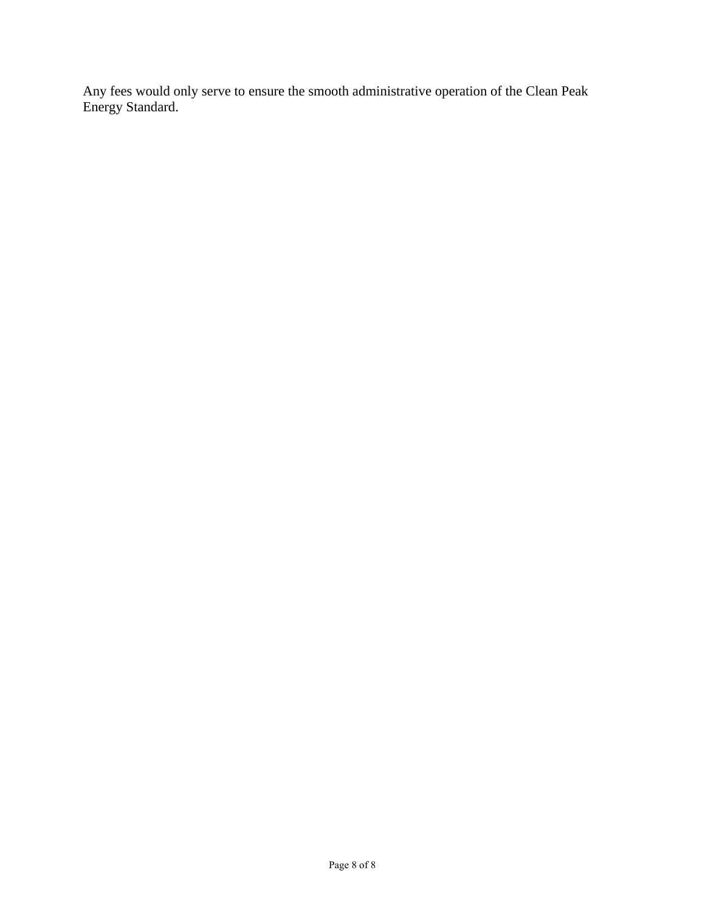Any fees would only serve to ensure the smooth administrative operation of the Clean Peak Energy Standard.